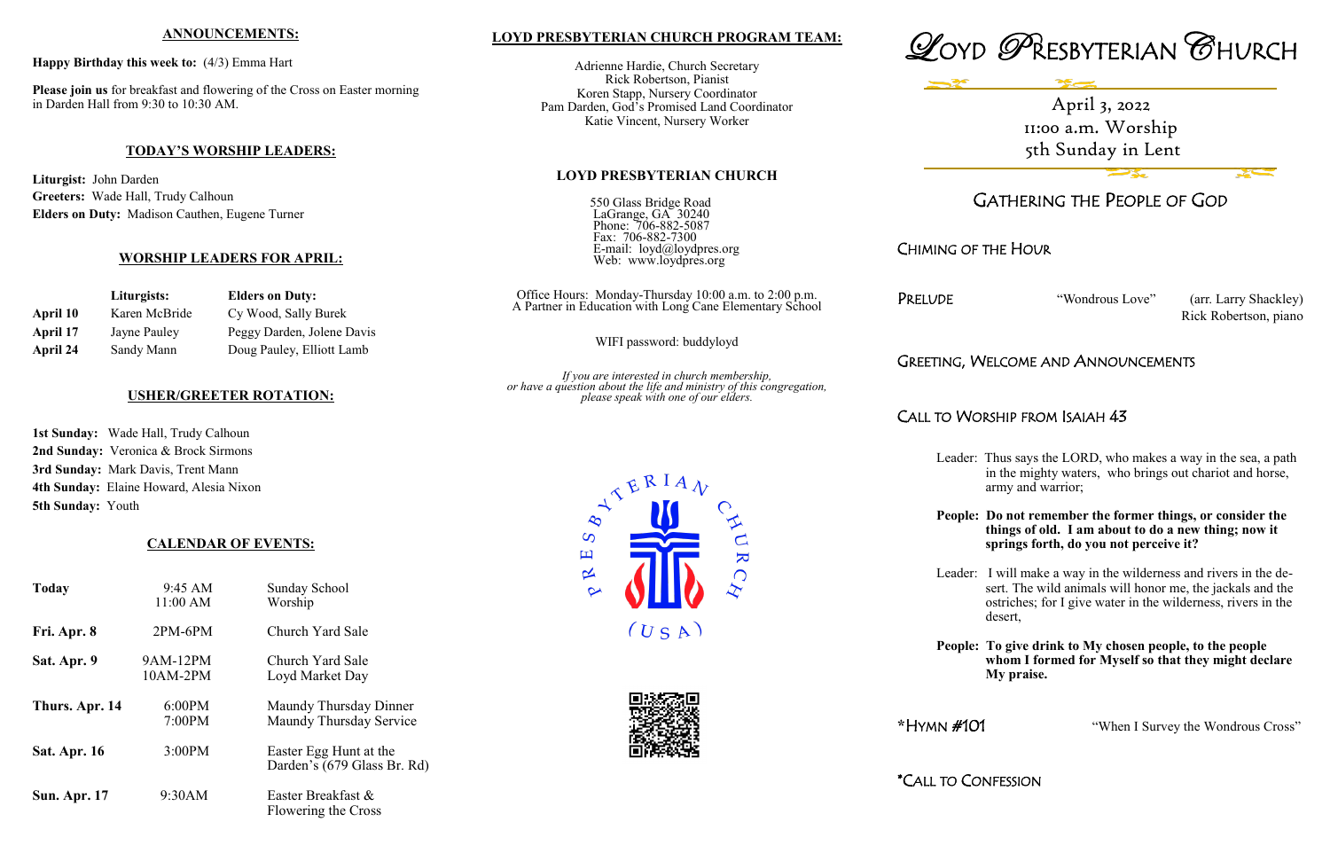## ANNOUNCEMENTS:

**Happy Birthday this week to:** (4/3) Emma Hart

**Please join us** for breakfast and flowering of the Cross on Easter morning in Darden Hall from 9:30 to 10:30 AM.

## TODAY'S WORSHIP LEADERS:

**Liturgist:** John Darden
**Greeters:** Wade Hall, Trudy Calhoun
**Elders on Duty:** Madison Cauthen, Eugene Turner

## WORSHIP LEADERS FOR APRIL:

| | Liturgists: | Elders on Duty: |
|---|---|---|
| **April 10** | Karen McBride | Cy Wood, Sally Burek |
| **April 17** | Jayne Pauley | Peggy Darden, Jolene Davis |
| **April 24** | Sandy Mann | Doug Pauley, Elliott Lamb |

## USHER/GREETER ROTATION:

**1st Sunday:** Wade Hall, Trudy Calhoun
**2nd Sunday:** Veronica & Brock Sirmons
**3rd Sunday:** Mark Davis, Trent Mann
**4th Sunday:** Elaine Howard, Alesia Nixon
**5th Sunday:** Youth

## CALENDAR OF EVENTS:

| | | |
|---|---|---|
| **Today** | 9:45 AM<br>11:00 AM | Sunday School<br>Worship |
| **Fri. Apr. 8** | 2PM-6PM | Church Yard Sale |
| **Sat. Apr. 9** | 9AM-12PM<br>10AM-2PM | Church Yard Sale<br>Loyd Market Day |
| **Thurs. Apr. 14** | 6:00PM<br>7:00PM | Maundy Thursday Dinner<br>Maundy Thursday Service |
| **Sat. Apr. 16** | 3:00PM | Easter Egg Hunt at the Darden's (679 Glass Br. Rd) |
| **Sun. Apr. 17** | 9:30AM | Easter Breakfast & Flowering the Cross |

## LOYD PRESBYTERIAN CHURCH PROGRAM TEAM:

Adrienne Hardie, Church Secretary
Rick Robertson, Pianist
Koren Stapp, Nursery Coordinator
Pam Darden, God's Promised Land Coordinator
Katie Vincent, Nursery Worker

## LOYD PRESBYTERIAN CHURCH

550 Glass Bridge Road
LaGrange, GA 30240
Phone: 706-882-5087
Fax: 706-882-7300
E-mail: loyd@loydpres.org
Web: www.loydpres.org

Office Hours: Monday-Thursday 10:00 a.m. to 2:00 p.m.
A Partner in Education with Long Cane Elementary School

WIFI password: buddyloyd

*If you are interested in church membership, or have a question about the life and ministry of this congregation, please speak with one of our elders.*

PRESBYTERIAN CHURCH (USA)

# LOYD PRESBYTERIAN CHURCH

April 3, 2022
11:00 a.m. Worship
5th Sunday in Lent

## GATHERING THE PEOPLE OF GOD

### CHIMING OF THE HOUR

### PRELUDE
"Wondrous Love" (arr. Larry Shackley)
Rick Robertson, piano

### GREETING, WELCOME AND ANNOUNCEMENTS

### CALL TO WORSHIP FROM ISAIAH 43

Leader: Thus says the LORD, who makes a way in the sea, a path in the mighty waters, who brings out chariot and horse, army and warrior;

**People: Do not remember the former things, or consider the things of old. I am about to do a new thing; now it springs forth, do you not perceive it?**

Leader: I will make a way in the wilderness and rivers in the desert. The wild animals will honor me, the jackals and the ostriches; for I give water in the wilderness, rivers in the desert,

**People: To give drink to My chosen people, to the people whom I formed for Myself so that they might declare My praise.**

### *HYMN #101
"When I Survey the Wondrous Cross"

### *CALL TO CONFESSION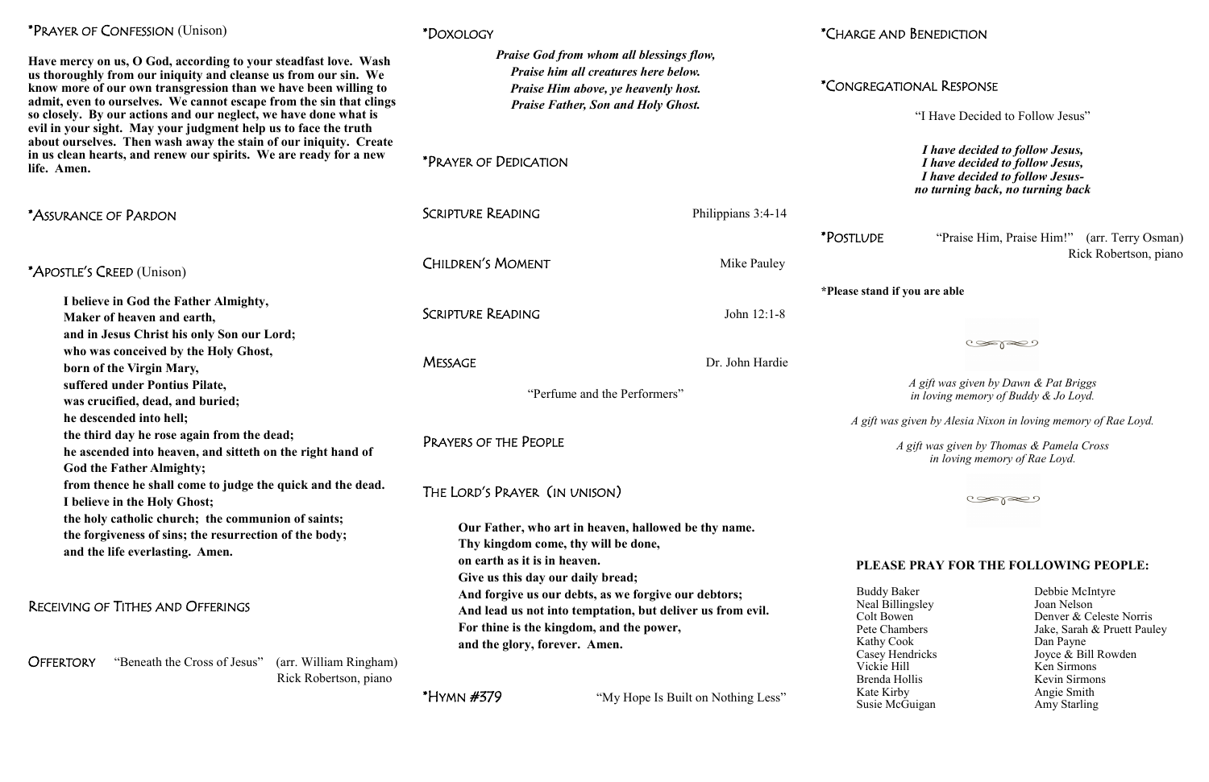## \*PRAYER OF CONFESSION (Unison)

**Have mercy on us, O God, according to your steadfast love. Wash us thoroughly from our iniquity and cleanse us from our sin. We know more of our own transgression than we have been willing to admit, even to ourselves. We cannot escape from the sin that clings so closely. By our actions and our neglect, we have done what is evil in your sight. May your judgment help us to face the truth about ourselves. Then wash away the stain of our iniquity. Create in us clean hearts, and renew our spirits. We are ready for a new life. Amen.**

## \*ASSURANCE OF PARDON

## \*APOSTLE'S CREED (Unison)

**I believe in God the Father Almighty,**
**Maker of heaven and earth,**
**and in Jesus Christ his only Son our Lord;**
**who was conceived by the Holy Ghost,**
**born of the Virgin Mary,**
**suffered under Pontius Pilate,**
**was crucified, dead, and buried;**
**he descended into hell;**
**the third day he rose again from the dead;**
**he ascended into heaven, and sitteth on the right hand of God the Father Almighty;**
**from thence he shall come to judge the quick and the dead.**
**I believe in the Holy Ghost;**
**the holy catholic church; the communion of saints;**
**the forgiveness of sins; the resurrection of the body;**
**and the life everlasting. Amen.**

## RECEIVING OF TITHES AND OFFERINGS

**OFFERTORY** "Beneath the Cross of Jesus" (arr. William Ringham)
Rick Robertson, piano

## \*DOXOLOGY

***Praise God from whom all blessings flow,***
***Praise him all creatures here below.***
***Praise Him above, ye heavenly host.***
***Praise Father, Son and Holy Ghost.***

## \*PRAYER OF DEDICATION

**SCRIPTURE READING** Philippians 3:4-14

**CHILDREN'S MOMENT** Mike Pauley

**SCRIPTURE READING** John 12:1-8

**MESSAGE** Dr. John Hardie

"Perfume and the Performers"

## PRAYERS OF THE PEOPLE

## THE LORD'S PRAYER (IN UNISON)

**Our Father, who art in heaven, hallowed be thy name.**
**Thy kingdom come, thy will be done,**
**on earth as it is in heaven.**
**Give us this day our daily bread;**
**And forgive us our debts, as we forgive our debtors;**
**And lead us not into temptation, but deliver us from evil.**
**For thine is the kingdom, and the power,**
**and the glory, forever. Amen.**

**\*HYMN #379** "My Hope Is Built on Nothing Less"

## \*CHARGE AND BENEDICTION

## \*CONGREGATIONAL RESPONSE

"I Have Decided to Follow Jesus"

***I have decided to follow Jesus,***
***I have decided to follow Jesus,***
***I have decided to follow Jesus-***
***no turning back, no turning back***

**\*POSTLUDE** "Praise Him, Praise Him!" (arr. Terry Osman)
Rick Robertson, piano

**\*Please stand if you are able**

*A gift was given by Dawn & Pat Briggs in loving memory of Buddy & Jo Loyd.*

*A gift was given by Alesia Nixon in loving memory of Rae Loyd.*

*A gift was given by Thomas & Pamela Cross in loving memory of Rae Loyd.*

### PLEASE PRAY FOR THE FOLLOWING PEOPLE:

Buddy Baker
Neal Billingsley
Colt Bowen
Pete Chambers
Kathy Cook
Casey Hendricks
Vickie Hill
Brenda Hollis
Kate Kirby
Susie McGuigan
Debbie McIntyre
Joan Nelson
Denver & Celeste Norris
Jake, Sarah & Pruett Pauley
Dan Payne
Joyce & Bill Rowden
Ken Sirmons
Kevin Sirmons
Angie Smith
Amy Starling